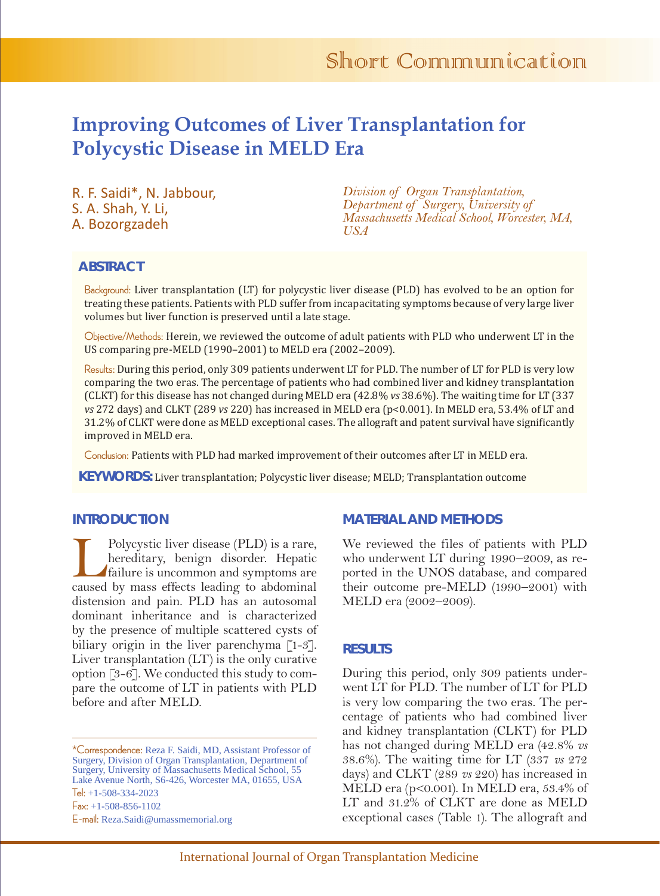Short Communication

# Improving Outcomes of Liver Transplantation for Polycystic Disease in MELD Era

R. F. Saidi*, N. Jabbour, S. A. Shah, Y. Li, A. Bozorgzadeh

*Division of Organ Transplantation, Department of Surgery, University of Massachusetts Medical School, Worcester, MA, USA*

## ABSTRACT

Background: Liver transplantation (LT) for polycystic liver disease (PLD) has evolved to be an option for treating these patients. Patients with PLD suffer from incapacitating symptoms because of very large liver volumes but liver function is preserved until a late stage.

Objective/Methods: Herein, we reviewed the outcome of adult patients with PLD who underwent LT in the US comparing pre-MELD (1990–2001) to MELD era (2002–2009).

Results: During this period, only 309 patients underwent LT for PLD. The number of LT for PLD is very low comparing the two eras. The percentage of patients who had combined liver and kidney transplantation (CLKT) for this disease has not changed during MELD era (42.8% *vs* 38.6%). The waiting time for LT (337 *vs* 272 days) and CLKT (289 *vs* 220) has increased in MELD era ($p<0.001$). In MELD era, 53.4% of LT and 31.2% of CLKT were done as MELD exceptional cases. The allograft and patent survival have significantly improved in MELD era.

Conclusion: Patients with PLD had marked improvement of their outcomes after LT in MELD era.

**KEYWORDS:** Liver transplantation; Polycystic liver disease; MELD; Transplantation outcome

## INTRODUCTION

Polycystic liver disease (PLD) is a rare, hereditary, benign disorder. Hepatic failure is uncommon and symptoms are caused by mass effects leading to abdominal distension and pain. PLD has an autosomal dominant inheritance and is characterized by the presence of multiple scattered cysts of biliary origin in the liver parenchyma [1-3]. Liver transplantation (LT) is the only curative option [3-6]. We conducted this study to compare the outcome of LT in patients with PLD before and after MELD.

*Correspondence: Reza F. Saidi, MD, Assistant Professor of Surgery, Division of Organ Transplantation, Department of Surgery, University of Massachusetts Medical School, 55 Lake Avenue North, S6-426, Worcester MA, 01655, USA
Tel: +1-508-334-2023
Fax: +1-508-856-1102
E-mail: Reza.Saidi@umassmemorial.org

## MATERIAL AND METHODS

We reviewed the files of patients with PLD who underwent LT during 1990–2009, as reported in the UNOS database, and compared their outcome pre-MELD (1990–2001) with MELD era (2002–2009).

## RESULTS

During this period, only 309 patients underwent LT for PLD. The number of LT for PLD is very low comparing the two eras. The percentage of patients who had combined liver and kidney transplantation (CLKT) for PLD has not changed during MELD era (42.8% *vs* 38.6%). The waiting time for LT (337 *vs* 272 days) and CLKT (289 *vs* 220) has increased in MELD era ($p<0.001$). In MELD era, 53.4% of LT and 31.2% of CLKT are done as MELD exceptional cases (Table 1). The allograft and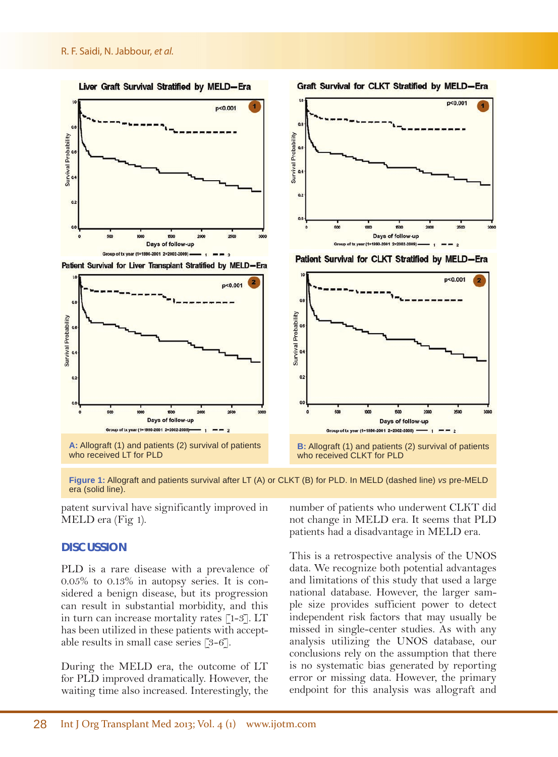A: Allograft (1) and patients (2) survival of patients who received LT for PLD

B: Allograft (1) and patients (2) survival of patients who received CLKT for PLD

**Figure 1:** Allograft and patients survival after LT (A) or CLKT (B) for PLD. In MELD (dashed line) *vs* pre-MELD era (solid line).

patent survival have significantly improved in MELD era (Fig 1).

## DISCUSSION

PLD is a rare disease with a prevalence of 0.05% to 0.13% in autopsy series. It is considered a benign disease, but its progression can result in substantial morbidity, and this in turn can increase mortality rates [1-3]. LT has been utilized in these patients with acceptable results in small case series [3-6].

During the MELD era, the outcome of LT for PLD improved dramatically. However, the waiting time also increased. Interestingly, the number of patients who underwent CLKT did not change in MELD era. It seems that PLD patients had a disadvantage in MELD era.

This is a retrospective analysis of the UNOS data. We recognize both potential advantages and limitations of this study that used a large national database. However, the larger sample size provides sufficient power to detect independent risk factors that may usually be missed in single-center studies. As with any analysis utilizing the UNOS database, our conclusions rely on the assumption that there is no systematic bias generated by reporting error or missing data. However, the primary endpoint for this analysis was allograft and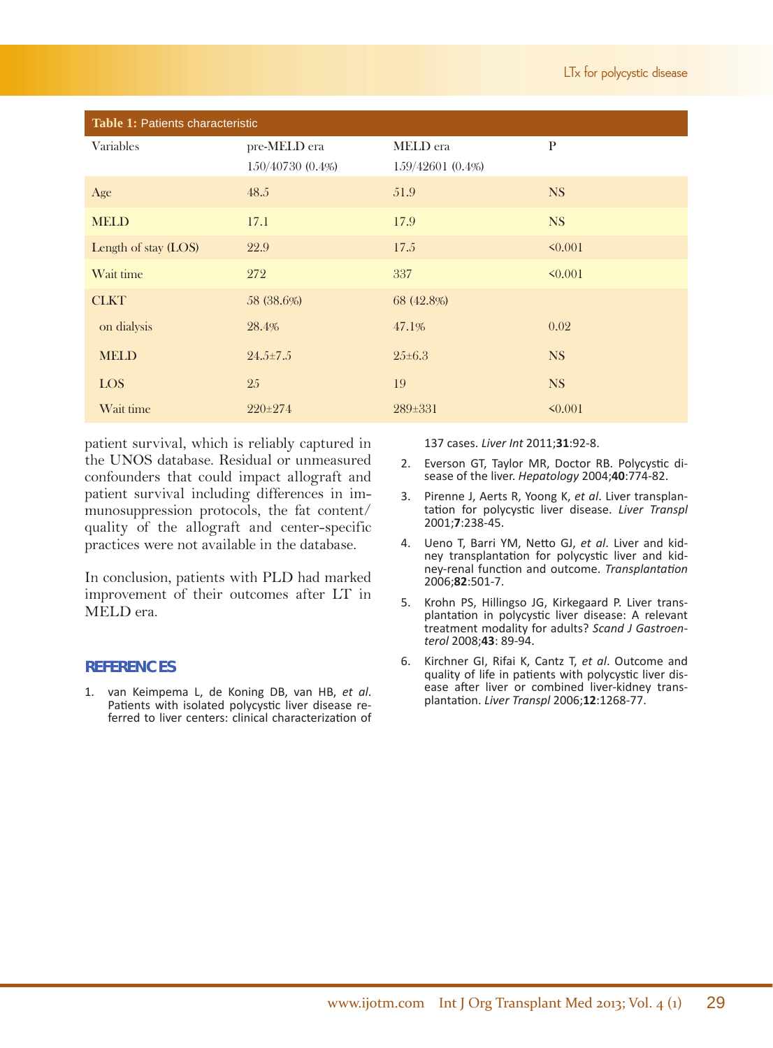**Table 1:** Patients characteristic

| Variables | pre-MELD era 150/40730 (0.4%) | MELD era 159/42601 (0.4%) | P |
|---|---|---|---|
| Age | 48.5 | 51.9 | NS |
| MELD | 17.1 | 17.9 | NS |
| Length of stay (LOS) | 22.9 | 17.5 | <0.001 |
| Wait time | 272 | 337 | <0.001 |
| CLKT | 58 (38.6%) | 68 (42.8%) | |
| on dialysis | 28.4% | 47.1% | 0.02 |
| MELD | 24.5±7.5 | 25±6.3 | NS |
| LOS | 25 | 19 | NS |
| Wait time | 220±274 | 289±331 | <0.001 |

patient survival, which is reliably captured in the UNOS database. Residual or unmeasured confounders that could impact allograft and patient survival including differences in immunosuppression protocols, the fat content/quality of the allograft and center-specific practices were not available in the database.

In conclusion, patients with PLD had marked improvement of their outcomes after LT in MELD era.

## REFERENCES

1. van Keimpema L, de Koning DB, van HB, *et al*. Patients with isolated polycystic liver disease referred to liver centers: clinical characterization of 137 cases. *Liver Int* 2011;**31**:92-8.
2. Everson GT, Taylor MR, Doctor RB. Polycystic disease of the liver. *Hepatology* 2004;**40**:774-82.
3. Pirenne J, Aerts R, Yoong K, *et al*. Liver transplantation for polycystic liver disease. *Liver Transpl* 2001;**7**:238-45.
4. Ueno T, Barri YM, Netto GJ, *et al*. Liver and kidney transplantation for polycystic liver and kidney-renal function and outcome. *Transplantation* 2006;**82**:501-7.
5. Krohn PS, Hillingso JG, Kirkegaard P. Liver transplantation in polycystic liver disease: A relevant treatment modality for adults? *Scand J Gastroenterol* 2008;**43**: 89-94.
6. Kirchner GI, Rifai K, Cantz T, *et al*. Outcome and quality of life in patients with polycystic liver disease after liver or combined liver-kidney transplantation. *Liver Transpl* 2006;**12**:1268-77.